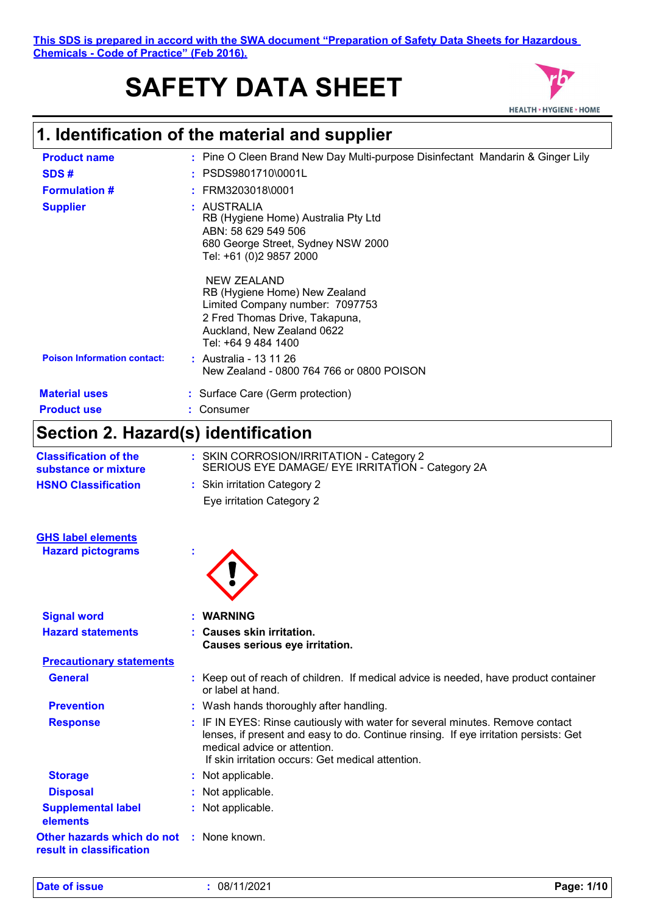This SDS is prepared in accord with the SWA document "Preparation of Safety Data Sheets for Hazardous Chemicals - Code of Practice" (Feb 2016).

# SAFETY DATA SHEET

HEALTH • HYGIENE • HOME

## 1. Identification of the material and supplier

**Product name** : Pine O Cleen Brand New Day Multi-purpose Disinfectant Mandarin & Ginger Lily

**SDS #** : PSDS9801710\0001L

**Formulation #** : FRM3203018\0001

**Supplier** : AUSTRALIA
RB (Hygiene Home) Australia Pty Ltd
ABN: 58 629 549 506
680 George Street, Sydney NSW 2000
Tel: +61 (0)2 9857 2000

NEW ZEALAND
RB (Hygiene Home) New Zealand
Limited Company number: 7097753
2 Fred Thomas Drive, Takapuna,
Auckland, New Zealand 0622
Tel: +64 9 484 1400

**Poison Information contact:** : Australia - 13 11 26
New Zealand - 0800 764 766 or 0800 POISON

**Material uses** : Surface Care (Germ protection)

**Product use** : Consumer

## Section 2. Hazard(s) identification

**Classification of the substance or mixture** : SKIN CORROSION/IRRITATION - Category 2
SERIOUS EYE DAMAGE/ EYE IRRITATION - Category 2A

**HSNO Classification** : Skin irritation Category 2
Eye irritation Category 2

**GHS label elements**

**Hazard pictograms** :

**Signal word** : **WARNING**

**Hazard statements** : **Causes skin irritation.**
**Causes serious eye irritation.**

**Precautionary statements**

**General** : Keep out of reach of children. If medical advice is needed, have product container or label at hand.

**Prevention** : Wash hands thoroughly after handling.

**Response** : IF IN EYES: Rinse cautiously with water for several minutes. Remove contact lenses, if present and easy to do. Continue rinsing. If eye irritation persists: Get medical advice or attention.
If skin irritation occurs: Get medical attention.

**Storage** : Not applicable.

**Disposal** : Not applicable.

**Supplemental label elements** : Not applicable.

**Other hazards which do not result in classification** : None known.

**Date of issue** : 08/11/2021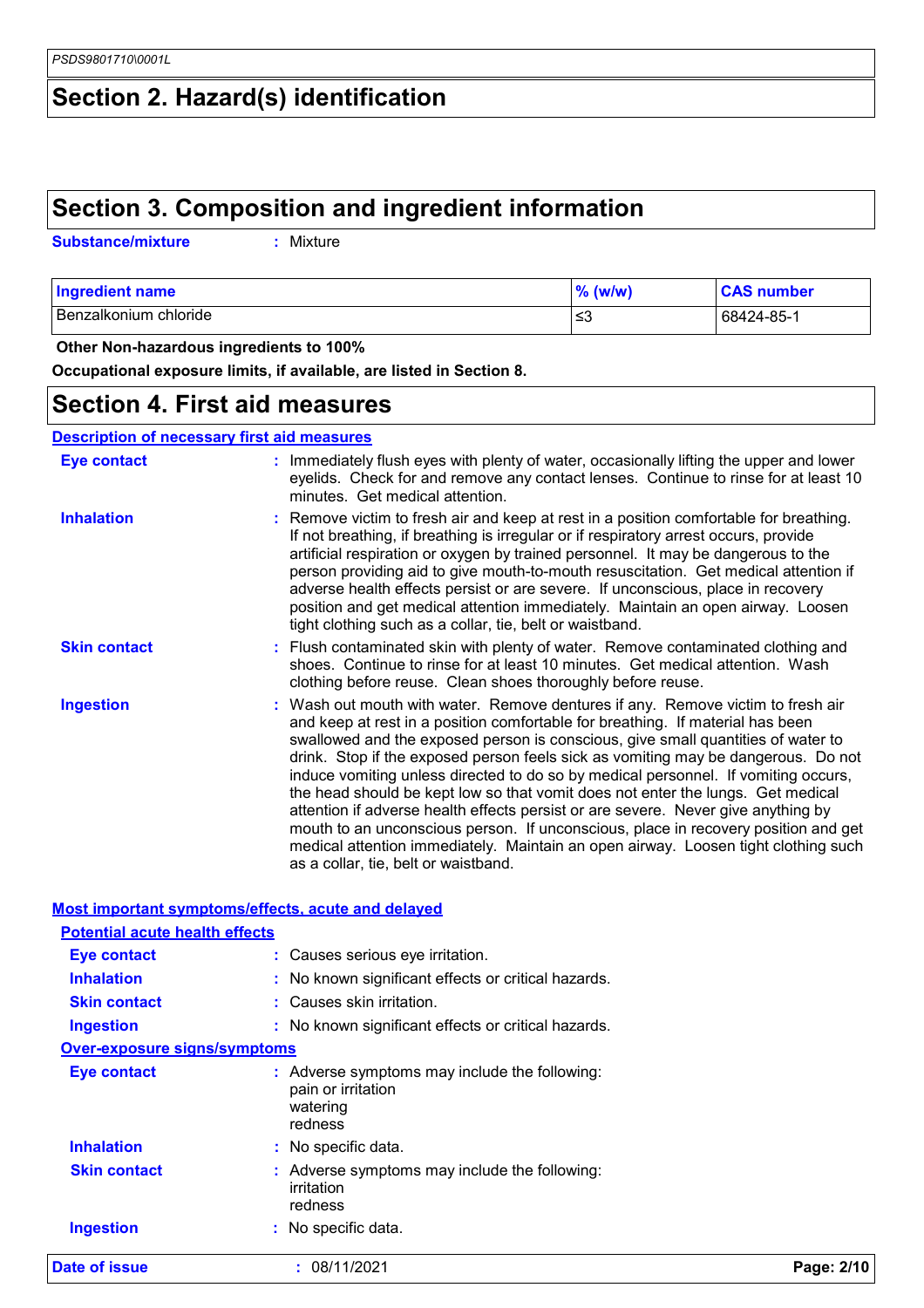# Section 2. Hazard(s) identification

# Section 3. Composition and ingredient information

**Substance/mixture** : Mixture

| Ingredient name | % (w/w) | CAS number |
|---|---|---|
| Benzalkonium chloride | ≤3 | 68424-85-1 |

**Other Non-hazardous ingredients to 100%**

**Occupational exposure limits, if available, are listed in Section 8.**

# Section 4. First aid measures

## Description of necessary first aid measures

**Eye contact** : Immediately flush eyes with plenty of water, occasionally lifting the upper and lower eyelids. Check for and remove any contact lenses. Continue to rinse for at least 10 minutes. Get medical attention.

**Inhalation** : Remove victim to fresh air and keep at rest in a position comfortable for breathing. If not breathing, if breathing is irregular or if respiratory arrest occurs, provide artificial respiration or oxygen by trained personnel. It may be dangerous to the person providing aid to give mouth-to-mouth resuscitation. Get medical attention if adverse health effects persist or are severe. If unconscious, place in recovery position and get medical attention immediately. Maintain an open airway. Loosen tight clothing such as a collar, tie, belt or waistband.

**Skin contact** : Flush contaminated skin with plenty of water. Remove contaminated clothing and shoes. Continue to rinse for at least 10 minutes. Get medical attention. Wash clothing before reuse. Clean shoes thoroughly before reuse.

**Ingestion** : Wash out mouth with water. Remove dentures if any. Remove victim to fresh air and keep at rest in a position comfortable for breathing. If material has been swallowed and the exposed person is conscious, give small quantities of water to drink. Stop if the exposed person feels sick as vomiting may be dangerous. Do not induce vomiting unless directed to do so by medical personnel. If vomiting occurs, the head should be kept low so that vomit does not enter the lungs. Get medical attention if adverse health effects persist or are severe. Never give anything by mouth to an unconscious person. If unconscious, place in recovery position and get medical attention immediately. Maintain an open airway. Loosen tight clothing such as a collar, tie, belt or waistband.

## Most important symptoms/effects, acute and delayed

### Potential acute health effects

**Eye contact** : Causes serious eye irritation.

**Inhalation** : No known significant effects or critical hazards.

**Skin contact** : Causes skin irritation.

**Ingestion** : No known significant effects or critical hazards.

### Over-exposure signs/symptoms

**Eye contact** : Adverse symptoms may include the following:
pain or irritation
watering
redness

**Inhalation** : No specific data.

**Skin contact** : Adverse symptoms may include the following:
irritation
redness

**Ingestion** : No specific data.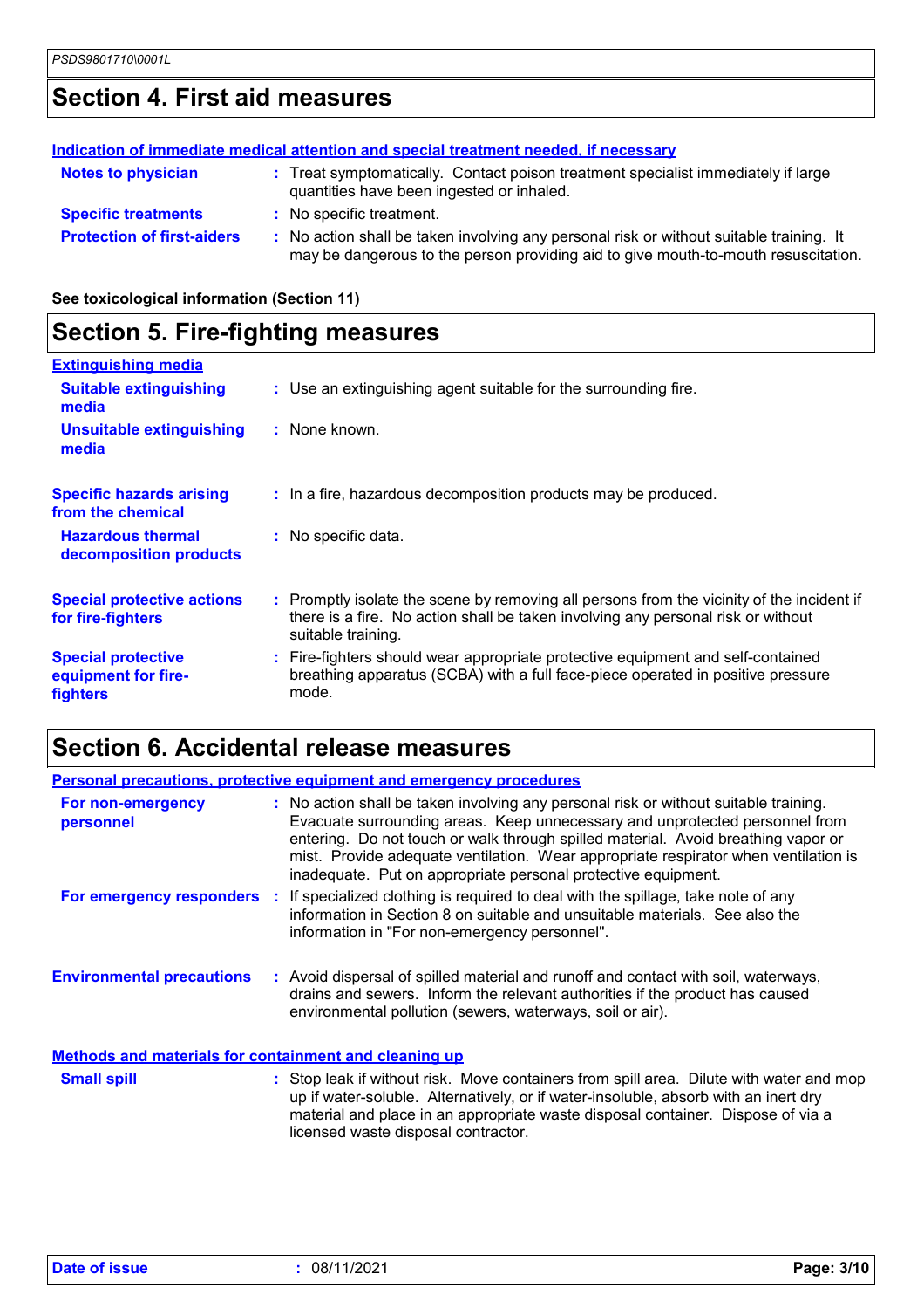## Section 4. First aid measures

**Indication of immediate medical attention and special treatment needed, if necessary**

**Notes to physician** : Treat symptomatically. Contact poison treatment specialist immediately if large quantities have been ingested or inhaled.

**Specific treatments** : No specific treatment.

**Protection of first-aiders** : No action shall be taken involving any personal risk or without suitable training. It may be dangerous to the person providing aid to give mouth-to-mouth resuscitation.

**See toxicological information (Section 11)**

## Section 5. Fire-fighting measures

**Extinguishing media**

**Suitable extinguishing media** : Use an extinguishing agent suitable for the surrounding fire.

**Unsuitable extinguishing media** : None known.

**Specific hazards arising from the chemical** : In a fire, hazardous decomposition products may be produced.

**Hazardous thermal decomposition products** : No specific data.

**Special protective actions for fire-fighters** : Promptly isolate the scene by removing all persons from the vicinity of the incident if there is a fire. No action shall be taken involving any personal risk or without suitable training.

**Special protective equipment for fire-fighters** : Fire-fighters should wear appropriate protective equipment and self-contained breathing apparatus (SCBA) with a full face-piece operated in positive pressure mode.

## Section 6. Accidental release measures

**Personal precautions, protective equipment and emergency procedures**

**For non-emergency personnel** : No action shall be taken involving any personal risk or without suitable training. Evacuate surrounding areas. Keep unnecessary and unprotected personnel from entering. Do not touch or walk through spilled material. Avoid breathing vapor or mist. Provide adequate ventilation. Wear appropriate respirator when ventilation is inadequate. Put on appropriate personal protective equipment.

**For emergency responders** : If specialized clothing is required to deal with the spillage, take note of any information in Section 8 on suitable and unsuitable materials. See also the information in "For non-emergency personnel".

**Environmental precautions** : Avoid dispersal of spilled material and runoff and contact with soil, waterways, drains and sewers. Inform the relevant authorities if the product has caused environmental pollution (sewers, waterways, soil or air).

**Methods and materials for containment and cleaning up**

**Small spill** : Stop leak if without risk. Move containers from spill area. Dilute with water and mop up if water-soluble. Alternatively, or if water-insoluble, absorb with an inert dry material and place in an appropriate waste disposal container. Dispose of via a licensed waste disposal contractor.

**Date of issue** : 08/11/2021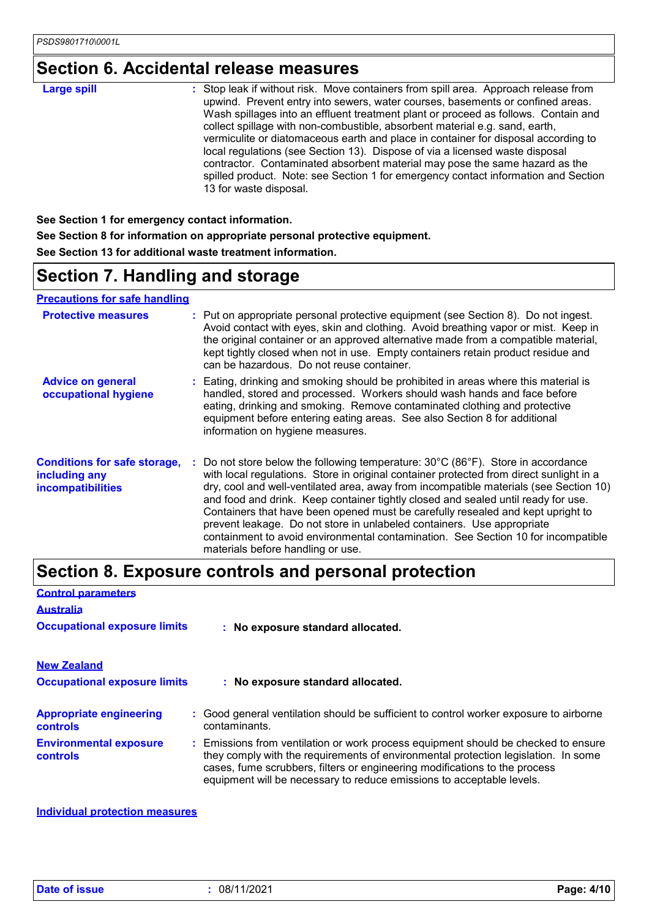## Section 6. Accidental release measures

**Large spill** : Stop leak if without risk. Move containers from spill area. Approach release from upwind. Prevent entry into sewers, water courses, basements or confined areas. Wash spillages into an effluent treatment plant or proceed as follows. Contain and collect spillage with non-combustible, absorbent material e.g. sand, earth, vermiculite or diatomaceous earth and place in container for disposal according to local regulations (see Section 13). Dispose of via a licensed waste disposal contractor. Contaminated absorbent material may pose the same hazard as the spilled product. Note: see Section 1 for emergency contact information and Section 13 for waste disposal.

**See Section 1 for emergency contact information.**

**See Section 8 for information on appropriate personal protective equipment.**

**See Section 13 for additional waste treatment information.**

## Section 7. Handling and storage

**Precautions for safe handling**

**Protective measures** : Put on appropriate personal protective equipment (see Section 8). Do not ingest. Avoid contact with eyes, skin and clothing. Avoid breathing vapor or mist. Keep in the original container or an approved alternative made from a compatible material, kept tightly closed when not in use. Empty containers retain product residue and can be hazardous. Do not reuse container.

**Advice on general occupational hygiene** : Eating, drinking and smoking should be prohibited in areas where this material is handled, stored and processed. Workers should wash hands and face before eating, drinking and smoking. Remove contaminated clothing and protective equipment before entering eating areas. See also Section 8 for additional information on hygiene measures.

**Conditions for safe storage, including any incompatibilities** : Do not store below the following temperature: 30°C (86°F). Store in accordance with local regulations. Store in original container protected from direct sunlight in a dry, cool and well-ventilated area, away from incompatible materials (see Section 10) and food and drink. Keep container tightly closed and sealed until ready for use. Containers that have been opened must be carefully resealed and kept upright to prevent leakage. Do not store in unlabeled containers. Use appropriate containment to avoid environmental contamination. See Section 10 for incompatible materials before handling or use.

## Section 8. Exposure controls and personal protection

**Control parameters**

**Australia**

**Occupational exposure limits** : **No exposure standard allocated.**

**New Zealand**

**Occupational exposure limits** : **No exposure standard allocated.**

**Appropriate engineering controls** : Good general ventilation should be sufficient to control worker exposure to airborne contaminants.

**Environmental exposure controls** : Emissions from ventilation or work process equipment should be checked to ensure they comply with the requirements of environmental protection legislation. In some cases, fume scrubbers, filters or engineering modifications to the process equipment will be necessary to reduce emissions to acceptable levels.

**Individual protection measures**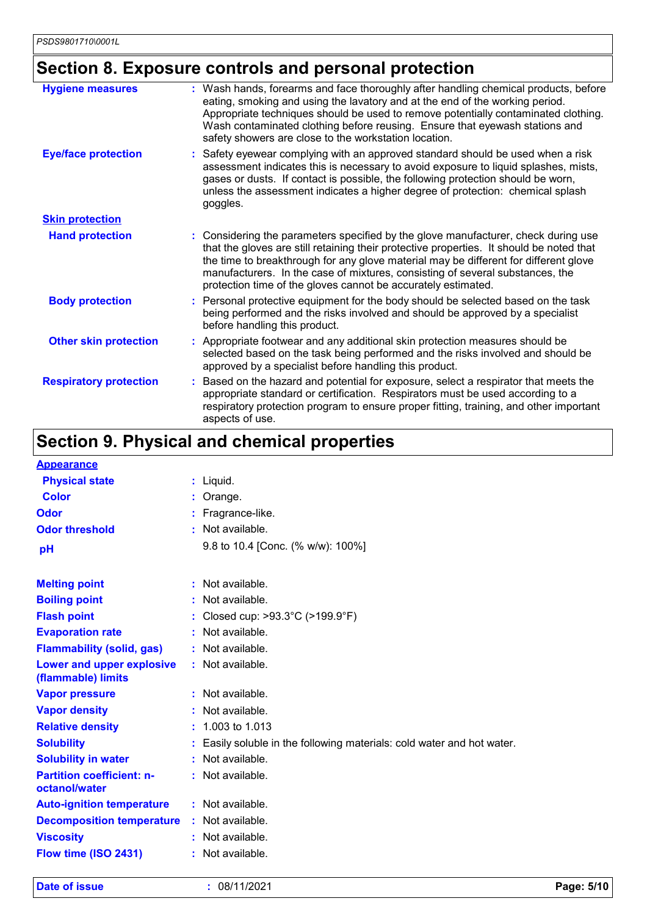## Section 8. Exposure controls and personal protection

| | |
|---|---|
| **Hygiene measures** | : Wash hands, forearms and face thoroughly after handling chemical products, before eating, smoking and using the lavatory and at the end of the working period. Appropriate techniques should be used to remove potentially contaminated clothing. Wash contaminated clothing before reusing. Ensure that eyewash stations and safety showers are close to the workstation location. |
| **Eye/face protection** | : Safety eyewear complying with an approved standard should be used when a risk assessment indicates this is necessary to avoid exposure to liquid splashes, mists, gases or dusts. If contact is possible, the following protection should be worn, unless the assessment indicates a higher degree of protection: chemical splash goggles. |
| **Skin protection** | |
| **Hand protection** | : Considering the parameters specified by the glove manufacturer, check during use that the gloves are still retaining their protective properties. It should be noted that the time to breakthrough for any glove material may be different for different glove manufacturers. In the case of mixtures, consisting of several substances, the protection time of the gloves cannot be accurately estimated. |
| **Body protection** | : Personal protective equipment for the body should be selected based on the task being performed and the risks involved and should be approved by a specialist before handling this product. |
| **Other skin protection** | : Appropriate footwear and any additional skin protection measures should be selected based on the task being performed and the risks involved and should be approved by a specialist before handling this product. |
| **Respiratory protection** | : Based on the hazard and potential for exposure, select a respirator that meets the appropriate standard or certification. Respirators must be used according to a respiratory protection program to ensure proper fitting, training, and other important aspects of use. |

## Section 9. Physical and chemical properties

| | |
|---|---|
| **Appearance** | |
| **Physical state** | : Liquid. |
| **Color** | : Orange. |
| **Odor** | : Fragrance-like. |
| **Odor threshold** | : Not available. |
| **pH** | 9.8 to 10.4 [Conc. (% w/w): 100%] |
| **Melting point** | : Not available. |
| **Boiling point** | : Not available. |
| **Flash point** | : Closed cup: >93.3°C (>199.9°F) |
| **Evaporation rate** | : Not available. |
| **Flammability (solid, gas)** | : Not available. |
| **Lower and upper explosive (flammable) limits** | : Not available. |
| **Vapor pressure** | : Not available. |
| **Vapor density** | : Not available. |
| **Relative density** | : 1.003 to 1.013 |
| **Solubility** | : Easily soluble in the following materials: cold water and hot water. |
| **Solubility in water** | : Not available. |
| **Partition coefficient: n-octanol/water** | : Not available. |
| **Auto-ignition temperature** | : Not available. |
| **Decomposition temperature** | : Not available. |
| **Viscosity** | : Not available. |
| **Flow time (ISO 2431)** | : Not available. |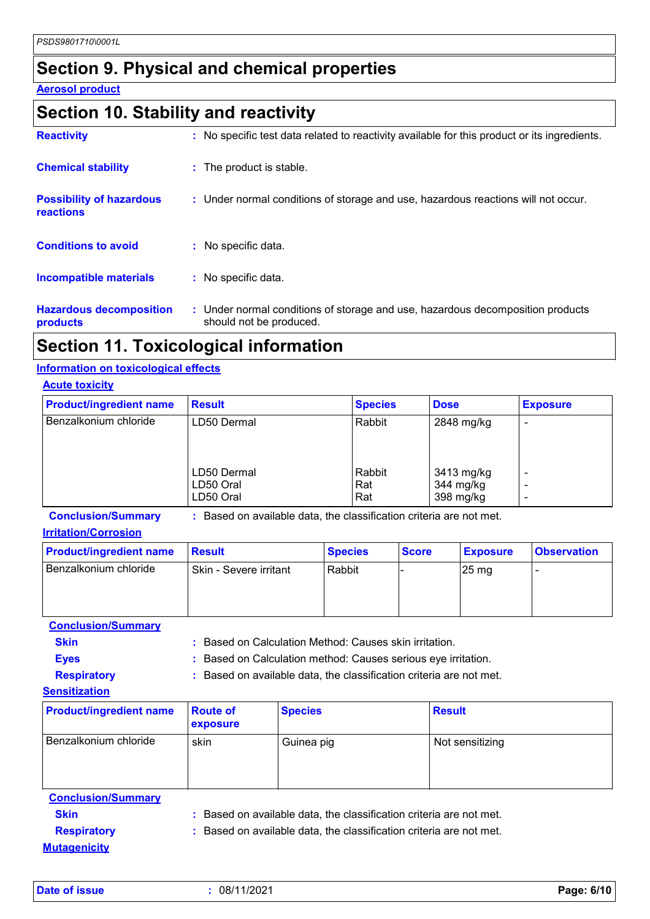## Section 9. Physical and chemical properties

**Aerosol product**

## Section 10. Stability and reactivity

**Reactivity** : No specific test data related to reactivity available for this product or its ingredients.

**Chemical stability** : The product is stable.

**Possibility of hazardous reactions** : Under normal conditions of storage and use, hazardous reactions will not occur.

**Conditions to avoid** : No specific data.

**Incompatible materials** : No specific data.

**Hazardous decomposition products** : Under normal conditions of storage and use, hazardous decomposition products should not be produced.

## Section 11. Toxicological information

**Information on toxicological effects**

**Acute toxicity**

| Product/ingredient name | Result | Species | Dose | Exposure |
|---|---|---|---|---|
| Benzalkonium chloride | LD50 Dermal | Rabbit | 2848 mg/kg | - |
| | LD50 Dermal | Rabbit | 3413 mg/kg | - |
| | LD50 Oral | Rat | 344 mg/kg | - |
| | LD50 Oral | Rat | 398 mg/kg | - |

**Conclusion/Summary** : Based on available data, the classification criteria are not met.

**Irritation/Corrosion**

| Product/ingredient name | Result | Species | Score | Exposure | Observation |
|---|---|---|---|---|---|
| Benzalkonium chloride | Skin - Severe irritant | Rabbit | - | 25 mg | - |

**Conclusion/Summary**

**Skin** : Based on Calculation Method: Causes skin irritation.

**Eyes** : Based on Calculation method: Causes serious eye irritation.

**Respiratory** : Based on available data, the classification criteria are not met.

**Sensitization**

| Product/ingredient name | Route of exposure | Species | Result |
|---|---|---|---|
| Benzalkonium chloride | skin | Guinea pig | Not sensitizing |

**Conclusion/Summary**

**Skin** : Based on available data, the classification criteria are not met.

**Respiratory** : Based on available data, the classification criteria are not met.

**Mutagenicity**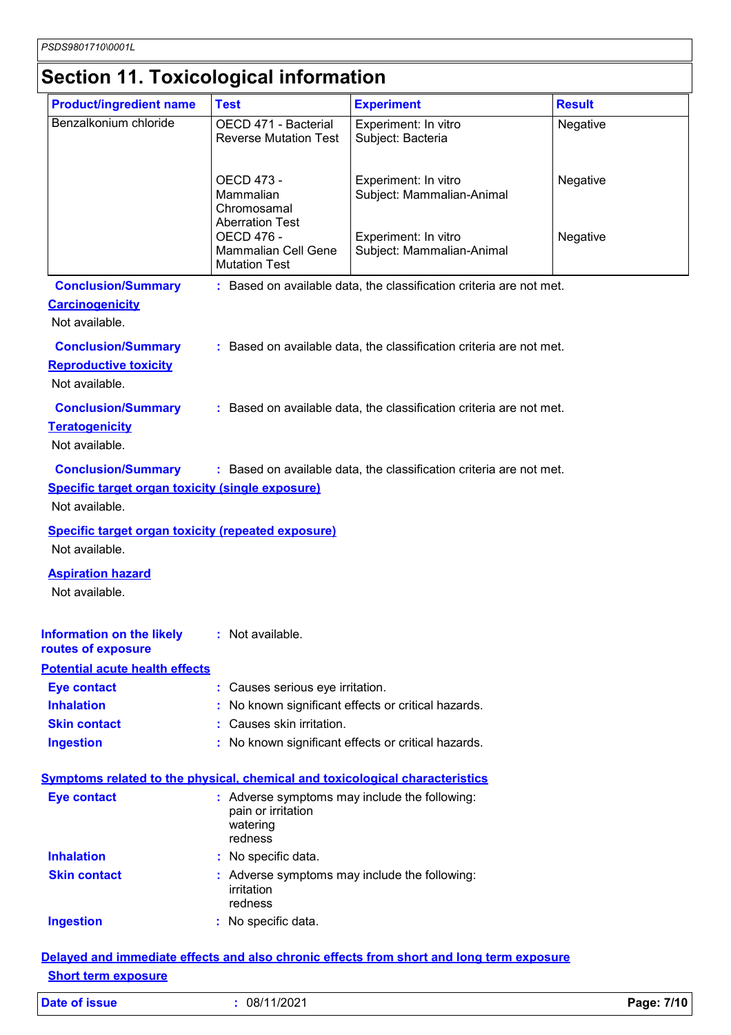# Section 11. Toxicological information

| Product/ingredient name | Test | Experiment | Result |
|---|---|---|---|
| Benzalkonium chloride | OECD 471 - Bacterial Reverse Mutation Test | Experiment: In vitro Subject: Bacteria | Negative |
| | OECD 473 - Mammalian Chromosamal Aberration Test | Experiment: In vitro Subject: Mammalian-Animal | Negative |
| | OECD 476 - Mammalian Cell Gene Mutation Test | Experiment: In vitro Subject: Mammalian-Animal | Negative |

**Conclusion/Summary** : Based on available data, the classification criteria are not met.

**Carcinogenicity**

Not available.

**Conclusion/Summary** : Based on available data, the classification criteria are not met.

**Reproductive toxicity**

Not available.

**Conclusion/Summary** : Based on available data, the classification criteria are not met.

**Teratogenicity**

Not available.

**Conclusion/Summary** : Based on available data, the classification criteria are not met.

**Specific target organ toxicity (single exposure)**

Not available.

**Specific target organ toxicity (repeated exposure)**

Not available.

**Aspiration hazard**

Not available.

**Information on the likely routes of exposure** : Not available.

**Potential acute health effects**

**Eye contact** : Causes serious eye irritation.

**Inhalation** : No known significant effects or critical hazards.

**Skin contact** : Causes skin irritation.

**Ingestion** : No known significant effects or critical hazards.

**Symptoms related to the physical, chemical and toxicological characteristics**

**Eye contact** : Adverse symptoms may include the following:
pain or irritation
watering
redness

**Inhalation** : No specific data.

**Skin contact** : Adverse symptoms may include the following:
irritation
redness

**Ingestion** : No specific data.

**Delayed and immediate effects and also chronic effects from short and long term exposure**

**Short term exposure**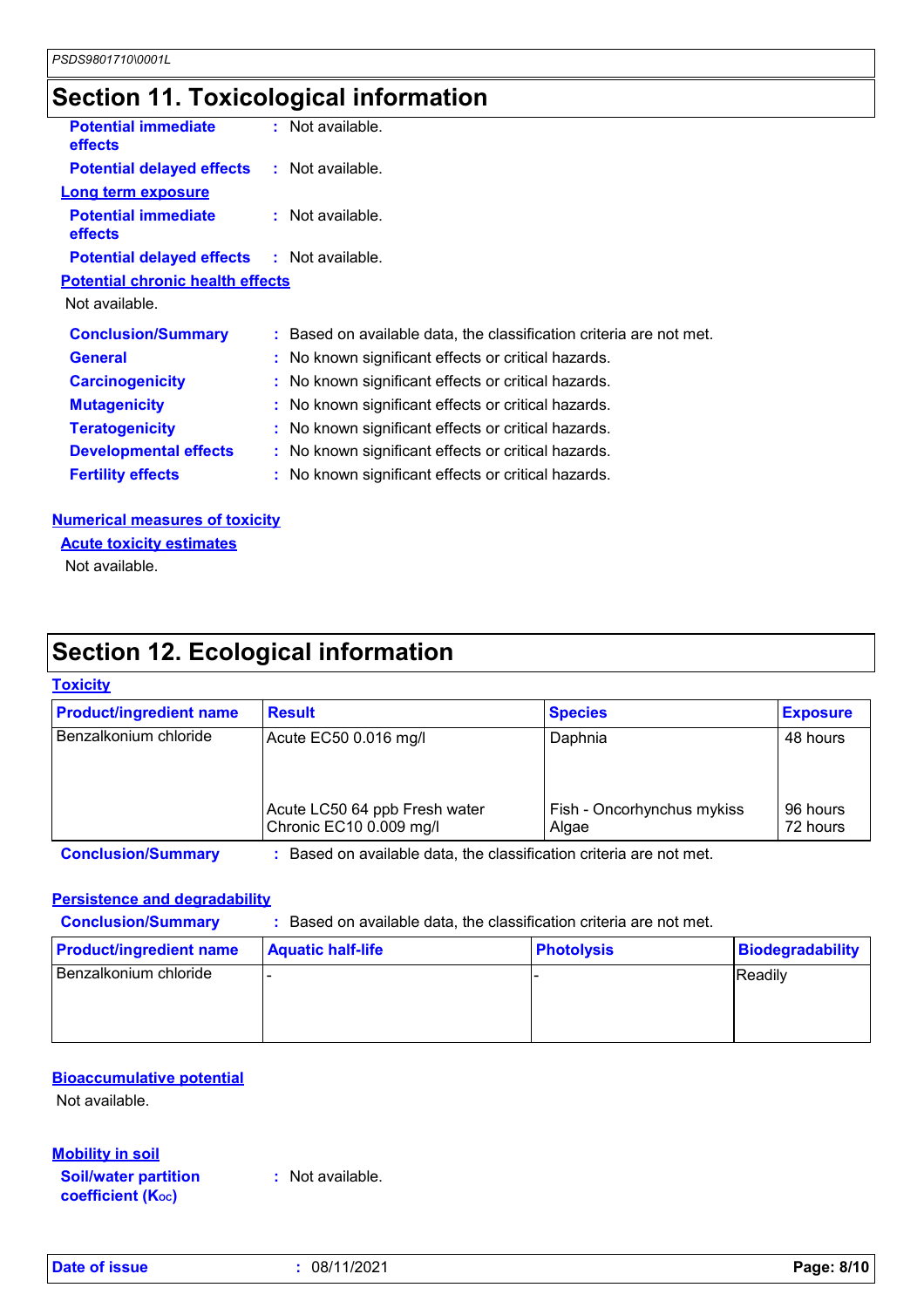## Section 11. Toxicological information

**Potential immediate effects** : Not available.

**Potential delayed effects** : Not available.

**Long term exposure**

**Potential immediate effects** : Not available.

**Potential delayed effects** : Not available.

**Potential chronic health effects**

Not available.

**Conclusion/Summary** : Based on available data, the classification criteria are not met.

**General** : No known significant effects or critical hazards.

**Carcinogenicity** : No known significant effects or critical hazards.

**Mutagenicity** : No known significant effects or critical hazards.

**Teratogenicity** : No known significant effects or critical hazards.

**Developmental effects** : No known significant effects or critical hazards.

**Fertility effects** : No known significant effects or critical hazards.

**Numerical measures of toxicity**

**Acute toxicity estimates**

Not available.

## Section 12. Ecological information

**Toxicity**

| Product/ingredient name | Result | Species | Exposure |
|---|---|---|---|
| Benzalkonium chloride | Acute EC50 0.016 mg/l | Daphnia | 48 hours |
| | Acute LC50 64 ppb Fresh water | Fish - Oncorhynchus mykiss | 96 hours |
| | Chronic EC10 0.009 mg/l | Algae | 72 hours |

**Conclusion/Summary** : Based on available data, the classification criteria are not met.

**Persistence and degradability**

**Conclusion/Summary** : Based on available data, the classification criteria are not met.

| Product/ingredient name | Aquatic half-life | Photolysis | Biodegradability |
|---|---|---|---|
| Benzalkonium chloride | - | - | Readily |

**Bioaccumulative potential**

Not available.

**Mobility in soil**

**Soil/water partition coefficient ($K_{OC}$)** : Not available.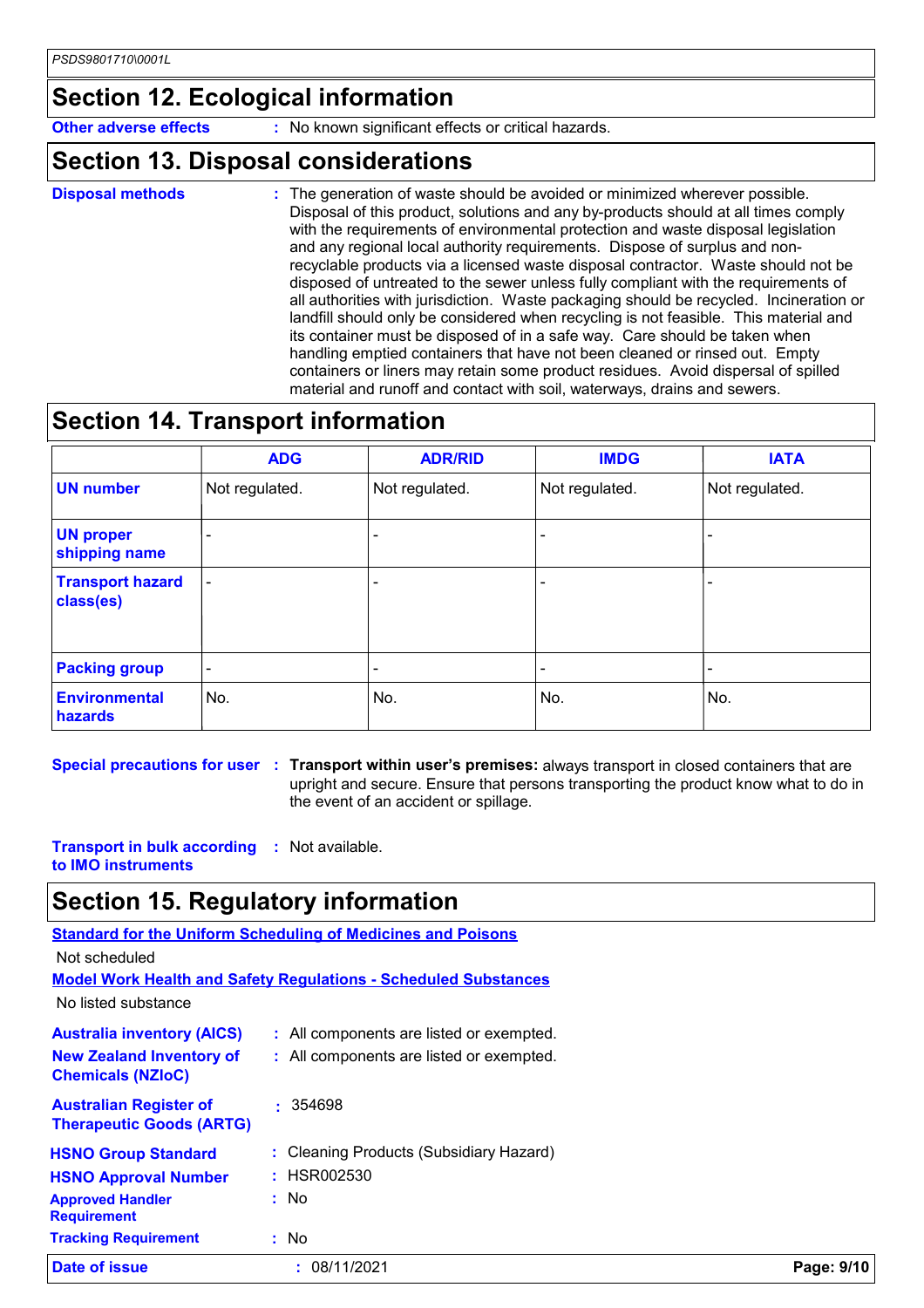## Section 12. Ecological information

**Other adverse effects** : No known significant effects or critical hazards.

## Section 13. Disposal considerations

**Disposal methods** : The generation of waste should be avoided or minimized wherever possible. Disposal of this product, solutions and any by-products should at all times comply with the requirements of environmental protection and waste disposal legislation and any regional local authority requirements. Dispose of surplus and non-recyclable products via a licensed waste disposal contractor. Waste should not be disposed of untreated to the sewer unless fully compliant with the requirements of all authorities with jurisdiction. Waste packaging should be recycled. Incineration or landfill should only be considered when recycling is not feasible. This material and its container must be disposed of in a safe way. Care should be taken when handling emptied containers that have not been cleaned or rinsed out. Empty containers or liners may retain some product residues. Avoid dispersal of spilled material and runoff and contact with soil, waterways, drains and sewers.

## Section 14. Transport information

| | ADG | ADR/RID | IMDG | IATA |
|---|---|---|---|---|
| **UN number** | Not regulated. | Not regulated. | Not regulated. | Not regulated. |
| **UN proper shipping name** | - | - | - | - |
| **Transport hazard class(es)** | - | - | - | - |
| **Packing group** | - | - | - | - |
| **Environmental hazards** | No. | No. | No. | No. |

**Special precautions for user** : **Transport within user's premises:** always transport in closed containers that are upright and secure. Ensure that persons transporting the product know what to do in the event of an accident or spillage.

**Transport in bulk according to IMO instruments** : Not available.

## Section 15. Regulatory information

**Standard for the Uniform Scheduling of Medicines and Poisons**

Not scheduled

**Model Work Health and Safety Regulations - Scheduled Substances**

No listed substance

**Australia inventory (AICS)** : All components are listed or exempted.

**New Zealand Inventory of Chemicals (NZIoC)** : All components are listed or exempted.

**Australian Register of Therapeutic Goods (ARTG)** : 354698

**HSNO Group Standard** : Cleaning Products (Subsidiary Hazard)

**HSNO Approval Number** : HSR002530

**Approved Handler Requirement** : No

**Tracking Requirement** : No

**Date of issue** : 08/11/2021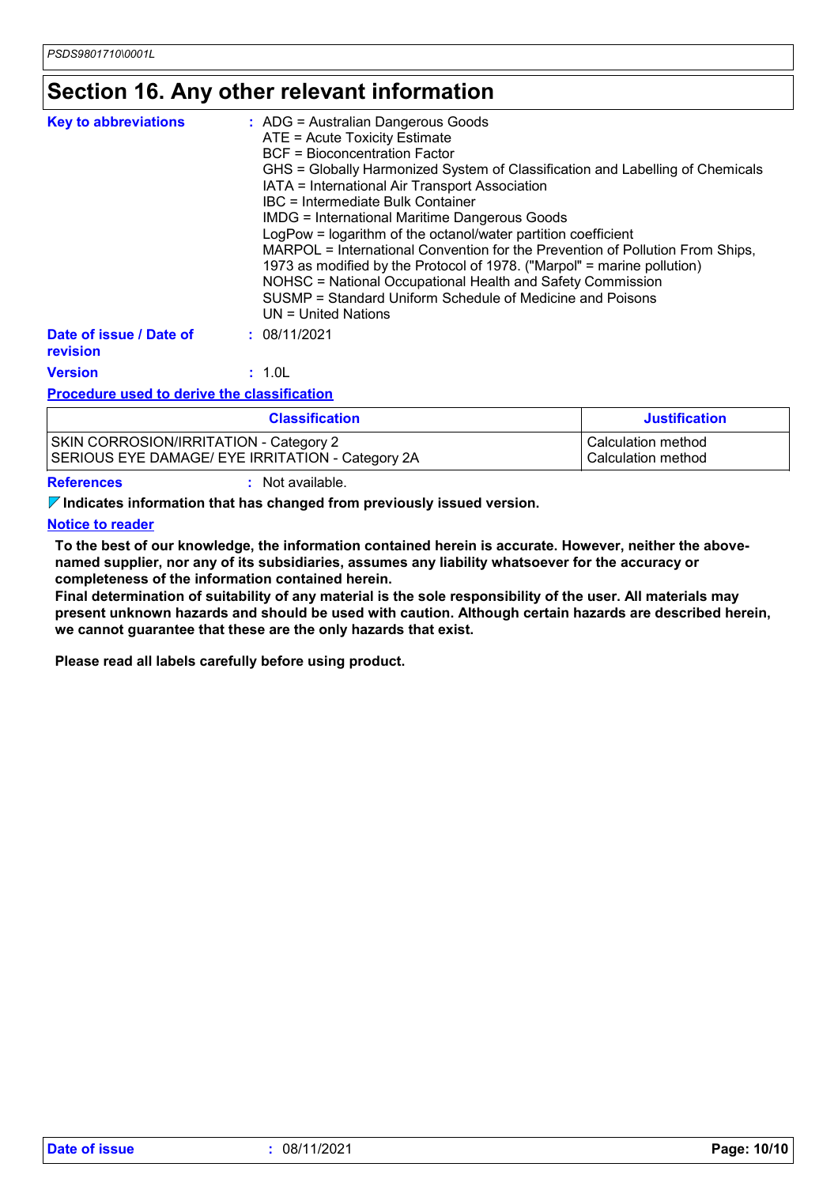## Section 16. Any other relevant information

**Key to abbreviations** : ADG = Australian Dangerous Goods
ATE = Acute Toxicity Estimate
BCF = Bioconcentration Factor
GHS = Globally Harmonized System of Classification and Labelling of Chemicals
IATA = International Air Transport Association
IBC = Intermediate Bulk Container
IMDG = International Maritime Dangerous Goods
LogPow = logarithm of the octanol/water partition coefficient
MARPOL = International Convention for the Prevention of Pollution From Ships, 1973 as modified by the Protocol of 1978. ("Marpol" = marine pollution)
NOHSC = National Occupational Health and Safety Commission
SUSMP = Standard Uniform Schedule of Medicine and Poisons
UN = United Nations

**Date of issue / Date of revision** : 08/11/2021

**Version** : 1.0L

**Procedure used to derive the classification**

| Classification | Justification |
|---|---|
| SKIN CORROSION/IRRITATION - Category 2 | Calculation method |
| SERIOUS EYE DAMAGE/ EYE IRRITATION - Category 2A | Calculation method |

**References** : Not available.

**Indicates information that has changed from previously issued version.**

**Notice to reader**

**To the best of our knowledge, the information contained herein is accurate. However, neither the above-named supplier, nor any of its subsidiaries, assumes any liability whatsoever for the accuracy or completeness of the information contained herein.**
**Final determination of suitability of any material is the sole responsibility of the user. All materials may present unknown hazards and should be used with caution. Although certain hazards are described herein, we cannot guarantee that these are the only hazards that exist.**

**Please read all labels carefully before using product.**